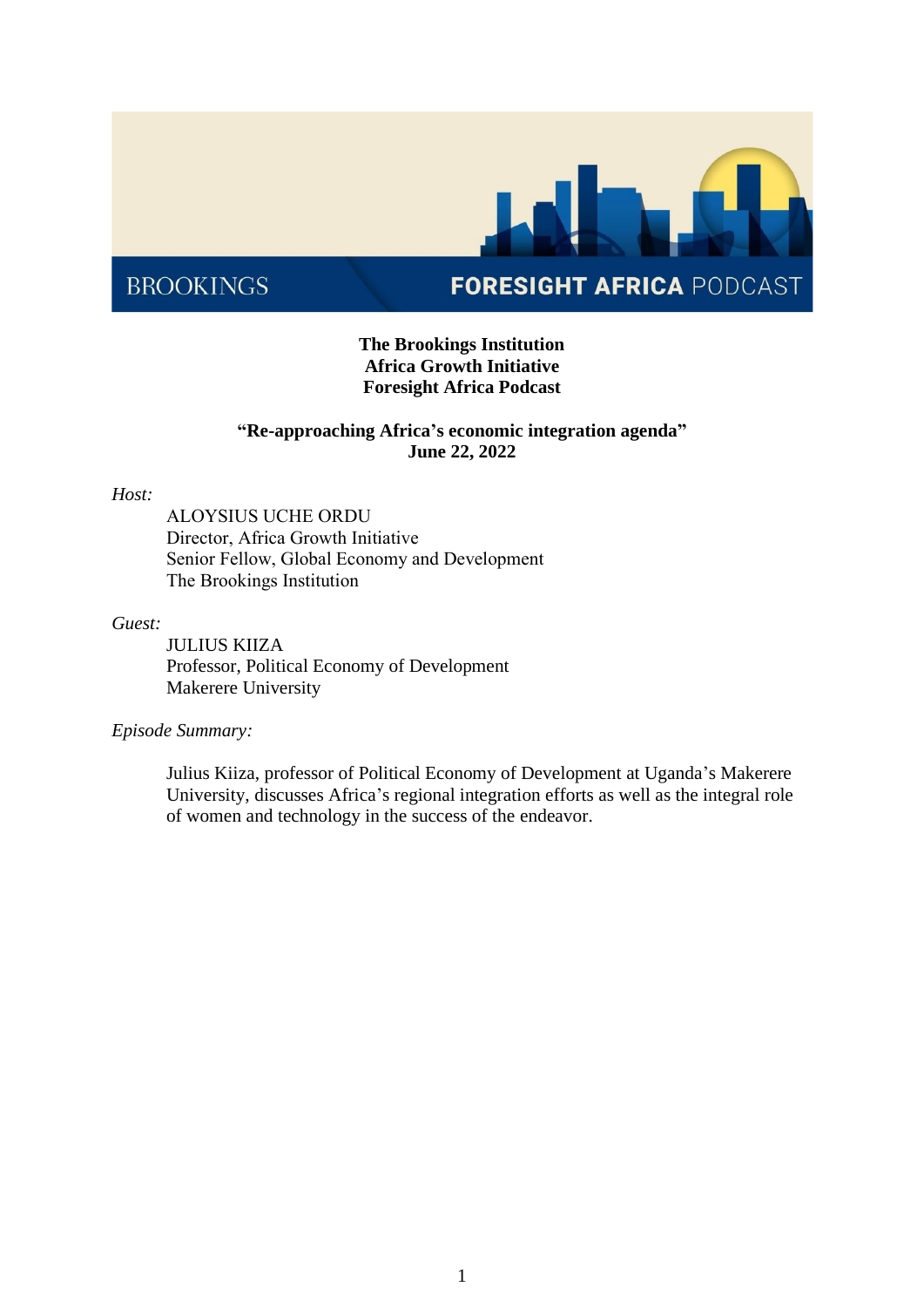BROOKINGS — FORESIGHT AFRICA PODCAST

**The Brookings Institution**
**Africa Growth Initiative**
**Foresight Africa Podcast**

**"Re-approaching Africa's economic integration agenda"**
**June 22, 2022**

*Host:*

ALOYSIUS UCHE ORDU
Director, Africa Growth Initiative
Senior Fellow, Global Economy and Development
The Brookings Institution

*Guest:*

JULIUS KIIZA
Professor, Political Economy of Development
Makerere University

*Episode Summary:*

Julius Kiiza, professor of Political Economy of Development at Uganda's Makerere University, discusses Africa's regional integration efforts as well as the integral role of women and technology in the success of the endeavor.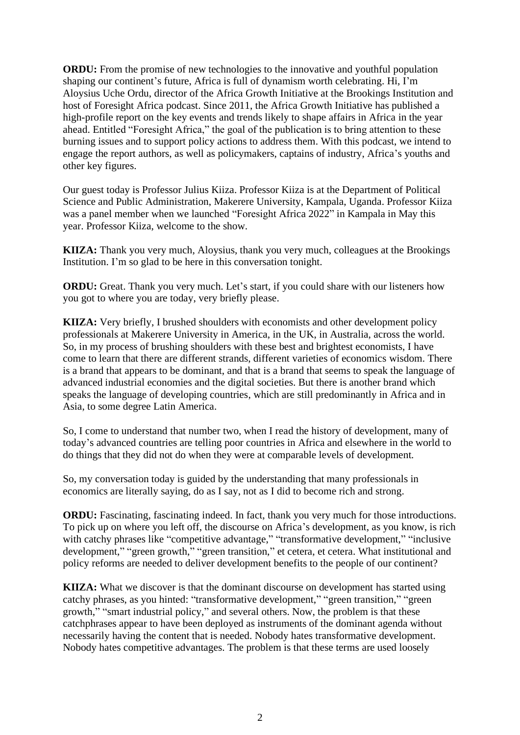**ORDU:** From the promise of new technologies to the innovative and youthful population shaping our continent's future, Africa is full of dynamism worth celebrating. Hi, I'm Aloysius Uche Ordu, director of the Africa Growth Initiative at the Brookings Institution and host of Foresight Africa podcast. Since 2011, the Africa Growth Initiative has published a high-profile report on the key events and trends likely to shape affairs in Africa in the year ahead. Entitled "Foresight Africa," the goal of the publication is to bring attention to these burning issues and to support policy actions to address them. With this podcast, we intend to engage the report authors, as well as policymakers, captains of industry, Africa's youths and other key figures.

Our guest today is Professor Julius Kiiza. Professor Kiiza is at the Department of Political Science and Public Administration, Makerere University, Kampala, Uganda. Professor Kiiza was a panel member when we launched "Foresight Africa 2022" in Kampala in May this year. Professor Kiiza, welcome to the show.

**KIIZA:** Thank you very much, Aloysius, thank you very much, colleagues at the Brookings Institution. I'm so glad to be here in this conversation tonight.

**ORDU:** Great. Thank you very much. Let's start, if you could share with our listeners how you got to where you are today, very briefly please.

**KIIZA:** Very briefly, I brushed shoulders with economists and other development policy professionals at Makerere University in America, in the UK, in Australia, across the world. So, in my process of brushing shoulders with these best and brightest economists, I have come to learn that there are different strands, different varieties of economics wisdom. There is a brand that appears to be dominant, and that is a brand that seems to speak the language of advanced industrial economies and the digital societies. But there is another brand which speaks the language of developing countries, which are still predominantly in Africa and in Asia, to some degree Latin America.

So, I come to understand that number two, when I read the history of development, many of today's advanced countries are telling poor countries in Africa and elsewhere in the world to do things that they did not do when they were at comparable levels of development.

So, my conversation today is guided by the understanding that many professionals in economics are literally saying, do as I say, not as I did to become rich and strong.

**ORDU:** Fascinating, fascinating indeed. In fact, thank you very much for those introductions. To pick up on where you left off, the discourse on Africa's development, as you know, is rich with catchy phrases like "competitive advantage," "transformative development," "inclusive development," "green growth," "green transition," et cetera, et cetera. What institutional and policy reforms are needed to deliver development benefits to the people of our continent?

**KIIZA:** What we discover is that the dominant discourse on development has started using catchy phrases, as you hinted: "transformative development," "green transition," "green growth," "smart industrial policy," and several others. Now, the problem is that these catchphrases appear to have been deployed as instruments of the dominant agenda without necessarily having the content that is needed. Nobody hates transformative development. Nobody hates competitive advantages. The problem is that these terms are used loosely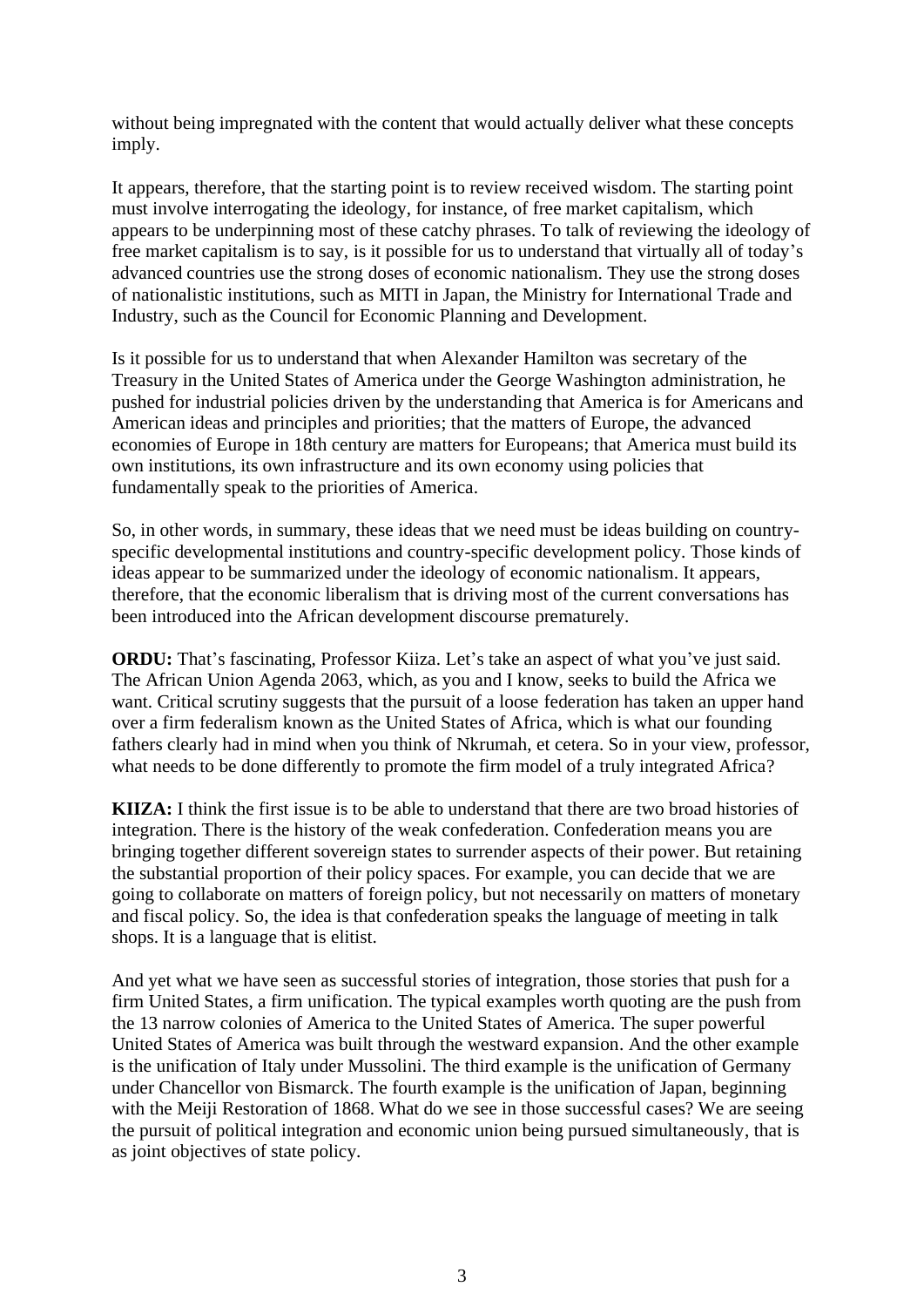without being impregnated with the content that would actually deliver what these concepts imply.

It appears, therefore, that the starting point is to review received wisdom. The starting point must involve interrogating the ideology, for instance, of free market capitalism, which appears to be underpinning most of these catchy phrases. To talk of reviewing the ideology of free market capitalism is to say, is it possible for us to understand that virtually all of today's advanced countries use the strong doses of economic nationalism. They use the strong doses of nationalistic institutions, such as MITI in Japan, the Ministry for International Trade and Industry, such as the Council for Economic Planning and Development.

Is it possible for us to understand that when Alexander Hamilton was secretary of the Treasury in the United States of America under the George Washington administration, he pushed for industrial policies driven by the understanding that America is for Americans and American ideas and principles and priorities; that the matters of Europe, the advanced economies of Europe in 18th century are matters for Europeans; that America must build its own institutions, its own infrastructure and its own economy using policies that fundamentally speak to the priorities of America.

So, in other words, in summary, these ideas that we need must be ideas building on country-specific developmental institutions and country-specific development policy. Those kinds of ideas appear to be summarized under the ideology of economic nationalism. It appears, therefore, that the economic liberalism that is driving most of the current conversations has been introduced into the African development discourse prematurely.

**ORDU:** That's fascinating, Professor Kiiza. Let's take an aspect of what you've just said. The African Union Agenda 2063, which, as you and I know, seeks to build the Africa we want. Critical scrutiny suggests that the pursuit of a loose federation has taken an upper hand over a firm federalism known as the United States of Africa, which is what our founding fathers clearly had in mind when you think of Nkrumah, et cetera. So in your view, professor, what needs to be done differently to promote the firm model of a truly integrated Africa?

**KIIZA:** I think the first issue is to be able to understand that there are two broad histories of integration. There is the history of the weak confederation. Confederation means you are bringing together different sovereign states to surrender aspects of their power. But retaining the substantial proportion of their policy spaces. For example, you can decide that we are going to collaborate on matters of foreign policy, but not necessarily on matters of monetary and fiscal policy. So, the idea is that confederation speaks the language of meeting in talk shops. It is a language that is elitist.

And yet what we have seen as successful stories of integration, those stories that push for a firm United States, a firm unification. The typical examples worth quoting are the push from the 13 narrow colonies of America to the United States of America. The super powerful United States of America was built through the westward expansion. And the other example is the unification of Italy under Mussolini. The third example is the unification of Germany under Chancellor von Bismarck. The fourth example is the unification of Japan, beginning with the Meiji Restoration of 1868. What do we see in those successful cases? We are seeing the pursuit of political integration and economic union being pursued simultaneously, that is as joint objectives of state policy.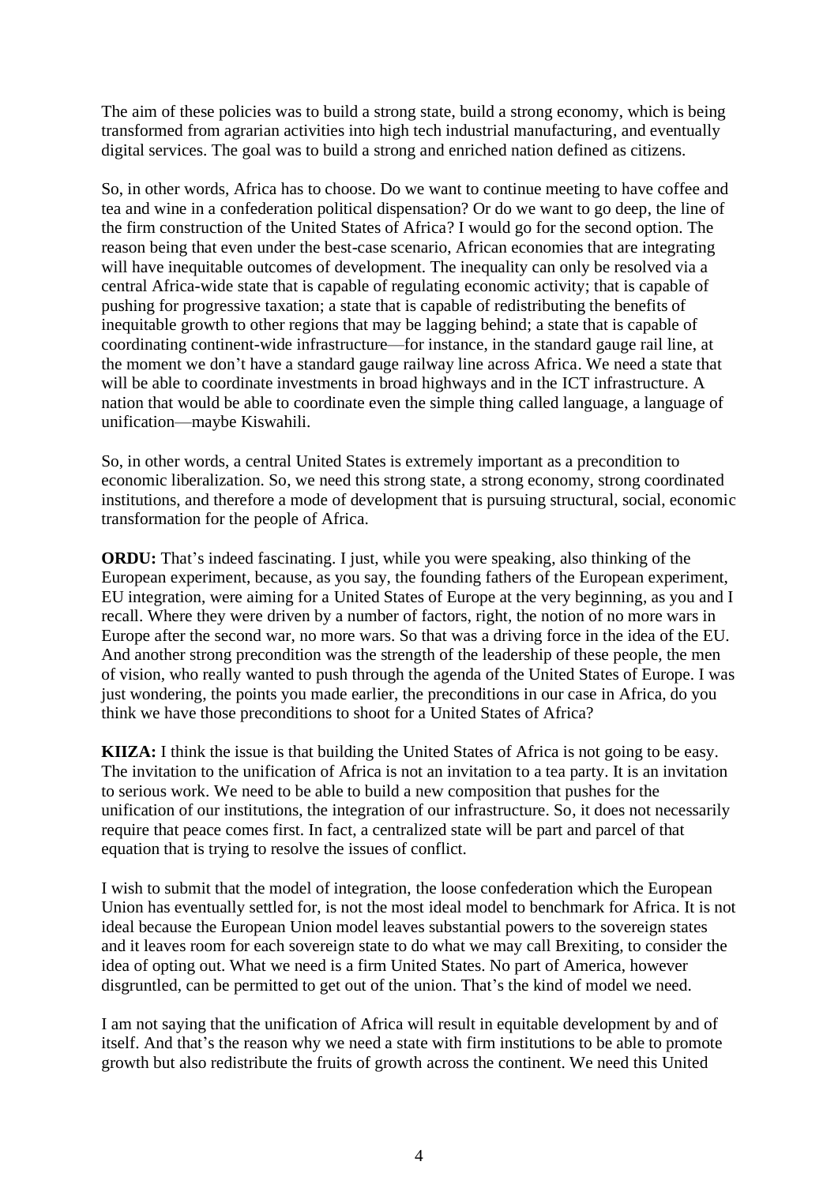The aim of these policies was to build a strong state, build a strong economy, which is being transformed from agrarian activities into high tech industrial manufacturing, and eventually digital services. The goal was to build a strong and enriched nation defined as citizens.

So, in other words, Africa has to choose. Do we want to continue meeting to have coffee and tea and wine in a confederation political dispensation? Or do we want to go deep, the line of the firm construction of the United States of Africa? I would go for the second option. The reason being that even under the best-case scenario, African economies that are integrating will have inequitable outcomes of development. The inequality can only be resolved via a central Africa-wide state that is capable of regulating economic activity; that is capable of pushing for progressive taxation; a state that is capable of redistributing the benefits of inequitable growth to other regions that may be lagging behind; a state that is capable of coordinating continent-wide infrastructure—for instance, in the standard gauge rail line, at the moment we don't have a standard gauge railway line across Africa. We need a state that will be able to coordinate investments in broad highways and in the ICT infrastructure. A nation that would be able to coordinate even the simple thing called language, a language of unification—maybe Kiswahili.

So, in other words, a central United States is extremely important as a precondition to economic liberalization. So, we need this strong state, a strong economy, strong coordinated institutions, and therefore a mode of development that is pursuing structural, social, economic transformation for the people of Africa.

**ORDU:** That's indeed fascinating. I just, while you were speaking, also thinking of the European experiment, because, as you say, the founding fathers of the European experiment, EU integration, were aiming for a United States of Europe at the very beginning, as you and I recall. Where they were driven by a number of factors, right, the notion of no more wars in Europe after the second war, no more wars. So that was a driving force in the idea of the EU. And another strong precondition was the strength of the leadership of these people, the men of vision, who really wanted to push through the agenda of the United States of Europe. I was just wondering, the points you made earlier, the preconditions in our case in Africa, do you think we have those preconditions to shoot for a United States of Africa?

**KIIZA:** I think the issue is that building the United States of Africa is not going to be easy. The invitation to the unification of Africa is not an invitation to a tea party. It is an invitation to serious work. We need to be able to build a new composition that pushes for the unification of our institutions, the integration of our infrastructure. So, it does not necessarily require that peace comes first. In fact, a centralized state will be part and parcel of that equation that is trying to resolve the issues of conflict.

I wish to submit that the model of integration, the loose confederation which the European Union has eventually settled for, is not the most ideal model to benchmark for Africa. It is not ideal because the European Union model leaves substantial powers to the sovereign states and it leaves room for each sovereign state to do what we may call Brexiting, to consider the idea of opting out. What we need is a firm United States. No part of America, however disgruntled, can be permitted to get out of the union. That's the kind of model we need.

I am not saying that the unification of Africa will result in equitable development by and of itself. And that's the reason why we need a state with firm institutions to be able to promote growth but also redistribute the fruits of growth across the continent. We need this United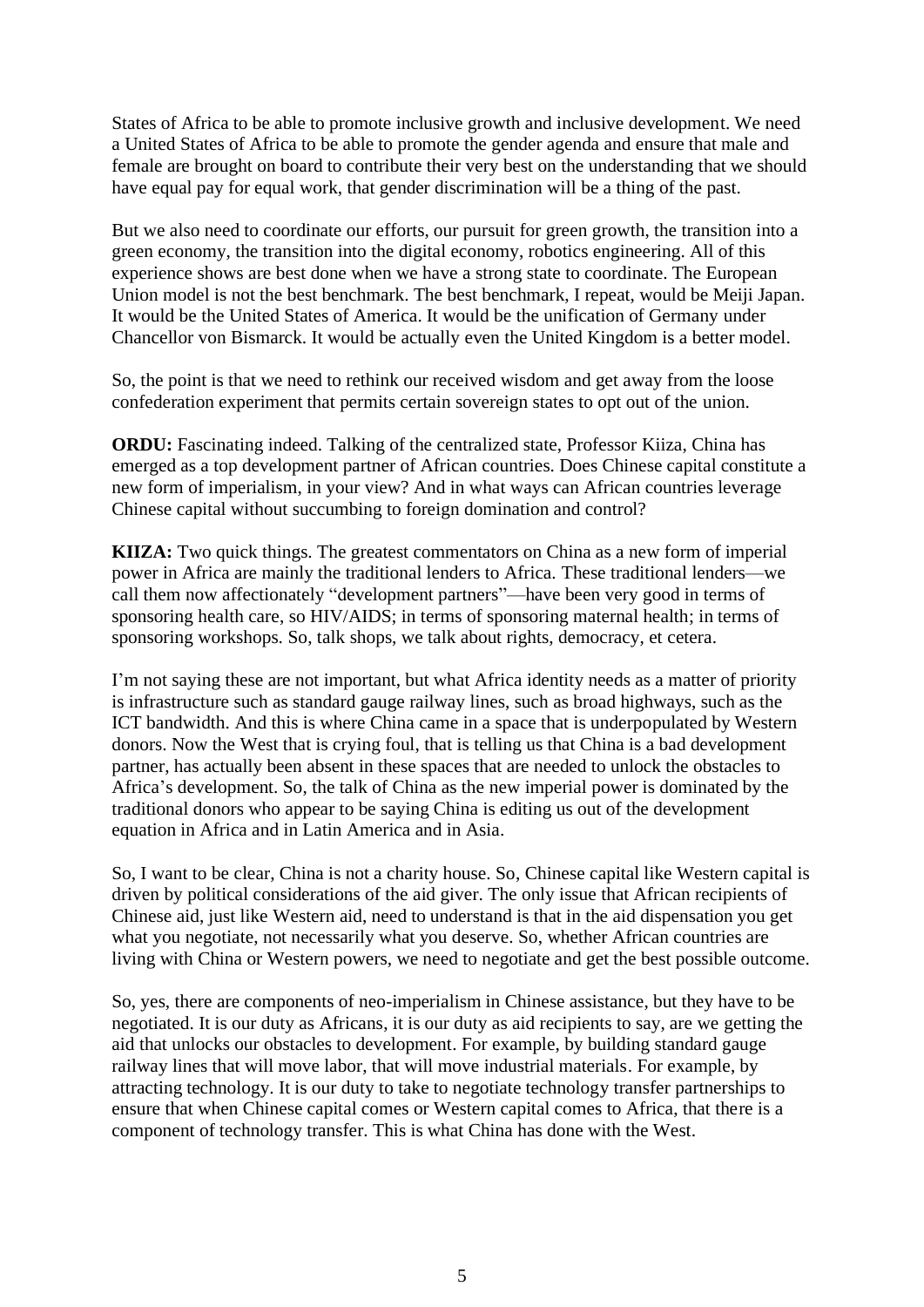States of Africa to be able to promote inclusive growth and inclusive development. We need a United States of Africa to be able to promote the gender agenda and ensure that male and female are brought on board to contribute their very best on the understanding that we should have equal pay for equal work, that gender discrimination will be a thing of the past.

But we also need to coordinate our efforts, our pursuit for green growth, the transition into a green economy, the transition into the digital economy, robotics engineering. All of this experience shows are best done when we have a strong state to coordinate. The European Union model is not the best benchmark. The best benchmark, I repeat, would be Meiji Japan. It would be the United States of America. It would be the unification of Germany under Chancellor von Bismarck. It would be actually even the United Kingdom is a better model.

So, the point is that we need to rethink our received wisdom and get away from the loose confederation experiment that permits certain sovereign states to opt out of the union.

**ORDU:** Fascinating indeed. Talking of the centralized state, Professor Kiiza, China has emerged as a top development partner of African countries. Does Chinese capital constitute a new form of imperialism, in your view? And in what ways can African countries leverage Chinese capital without succumbing to foreign domination and control?

**KIIZA:** Two quick things. The greatest commentators on China as a new form of imperial power in Africa are mainly the traditional lenders to Africa. These traditional lenders—we call them now affectionately "development partners"—have been very good in terms of sponsoring health care, so HIV/AIDS; in terms of sponsoring maternal health; in terms of sponsoring workshops. So, talk shops, we talk about rights, democracy, et cetera.

I'm not saying these are not important, but what Africa identity needs as a matter of priority is infrastructure such as standard gauge railway lines, such as broad highways, such as the ICT bandwidth. And this is where China came in a space that is underpopulated by Western donors. Now the West that is crying foul, that is telling us that China is a bad development partner, has actually been absent in these spaces that are needed to unlock the obstacles to Africa's development. So, the talk of China as the new imperial power is dominated by the traditional donors who appear to be saying China is editing us out of the development equation in Africa and in Latin America and in Asia.

So, I want to be clear, China is not a charity house. So, Chinese capital like Western capital is driven by political considerations of the aid giver. The only issue that African recipients of Chinese aid, just like Western aid, need to understand is that in the aid dispensation you get what you negotiate, not necessarily what you deserve. So, whether African countries are living with China or Western powers, we need to negotiate and get the best possible outcome.

So, yes, there are components of neo-imperialism in Chinese assistance, but they have to be negotiated. It is our duty as Africans, it is our duty as aid recipients to say, are we getting the aid that unlocks our obstacles to development. For example, by building standard gauge railway lines that will move labor, that will move industrial materials. For example, by attracting technology. It is our duty to take to negotiate technology transfer partnerships to ensure that when Chinese capital comes or Western capital comes to Africa, that there is a component of technology transfer. This is what China has done with the West.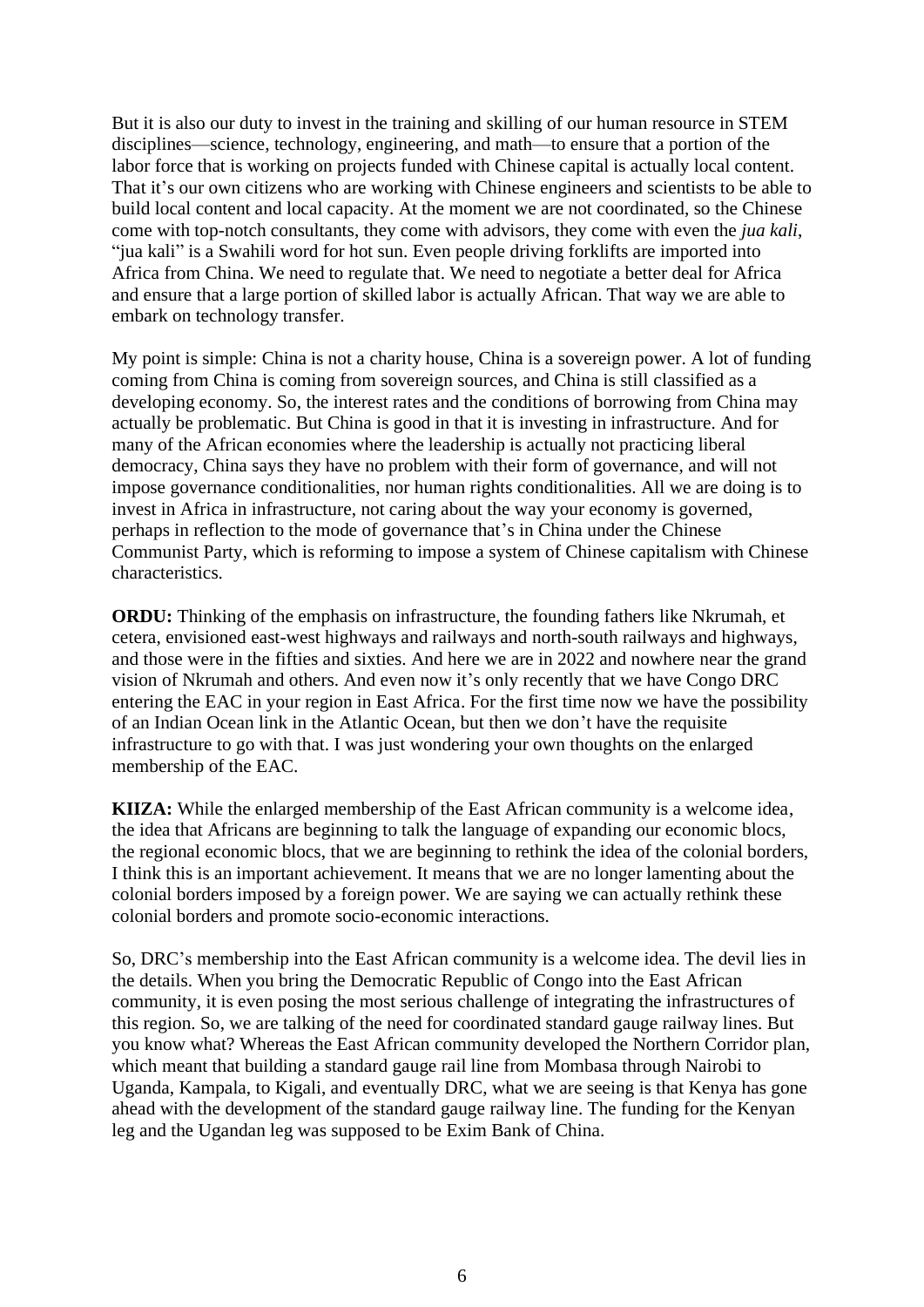But it is also our duty to invest in the training and skilling of our human resource in STEM disciplines—science, technology, engineering, and math—to ensure that a portion of the labor force that is working on projects funded with Chinese capital is actually local content. That it's our own citizens who are working with Chinese engineers and scientists to be able to build local content and local capacity. At the moment we are not coordinated, so the Chinese come with top-notch consultants, they come with advisors, they come with even the *jua kali*, "jua kali" is a Swahili word for hot sun. Even people driving forklifts are imported into Africa from China. We need to regulate that. We need to negotiate a better deal for Africa and ensure that a large portion of skilled labor is actually African. That way we are able to embark on technology transfer.

My point is simple: China is not a charity house, China is a sovereign power. A lot of funding coming from China is coming from sovereign sources, and China is still classified as a developing economy. So, the interest rates and the conditions of borrowing from China may actually be problematic. But China is good in that it is investing in infrastructure. And for many of the African economies where the leadership is actually not practicing liberal democracy, China says they have no problem with their form of governance, and will not impose governance conditionalities, nor human rights conditionalities. All we are doing is to invest in Africa in infrastructure, not caring about the way your economy is governed, perhaps in reflection to the mode of governance that's in China under the Chinese Communist Party, which is reforming to impose a system of Chinese capitalism with Chinese characteristics.

**ORDU:** Thinking of the emphasis on infrastructure, the founding fathers like Nkrumah, et cetera, envisioned east-west highways and railways and north-south railways and highways, and those were in the fifties and sixties. And here we are in 2022 and nowhere near the grand vision of Nkrumah and others. And even now it's only recently that we have Congo DRC entering the EAC in your region in East Africa. For the first time now we have the possibility of an Indian Ocean link in the Atlantic Ocean, but then we don't have the requisite infrastructure to go with that. I was just wondering your own thoughts on the enlarged membership of the EAC.

**KIIZA:** While the enlarged membership of the East African community is a welcome idea, the idea that Africans are beginning to talk the language of expanding our economic blocs, the regional economic blocs, that we are beginning to rethink the idea of the colonial borders, I think this is an important achievement. It means that we are no longer lamenting about the colonial borders imposed by a foreign power. We are saying we can actually rethink these colonial borders and promote socio-economic interactions.

So, DRC's membership into the East African community is a welcome idea. The devil lies in the details. When you bring the Democratic Republic of Congo into the East African community, it is even posing the most serious challenge of integrating the infrastructures of this region. So, we are talking of the need for coordinated standard gauge railway lines. But you know what? Whereas the East African community developed the Northern Corridor plan, which meant that building a standard gauge rail line from Mombasa through Nairobi to Uganda, Kampala, to Kigali, and eventually DRC, what we are seeing is that Kenya has gone ahead with the development of the standard gauge railway line. The funding for the Kenyan leg and the Ugandan leg was supposed to be Exim Bank of China.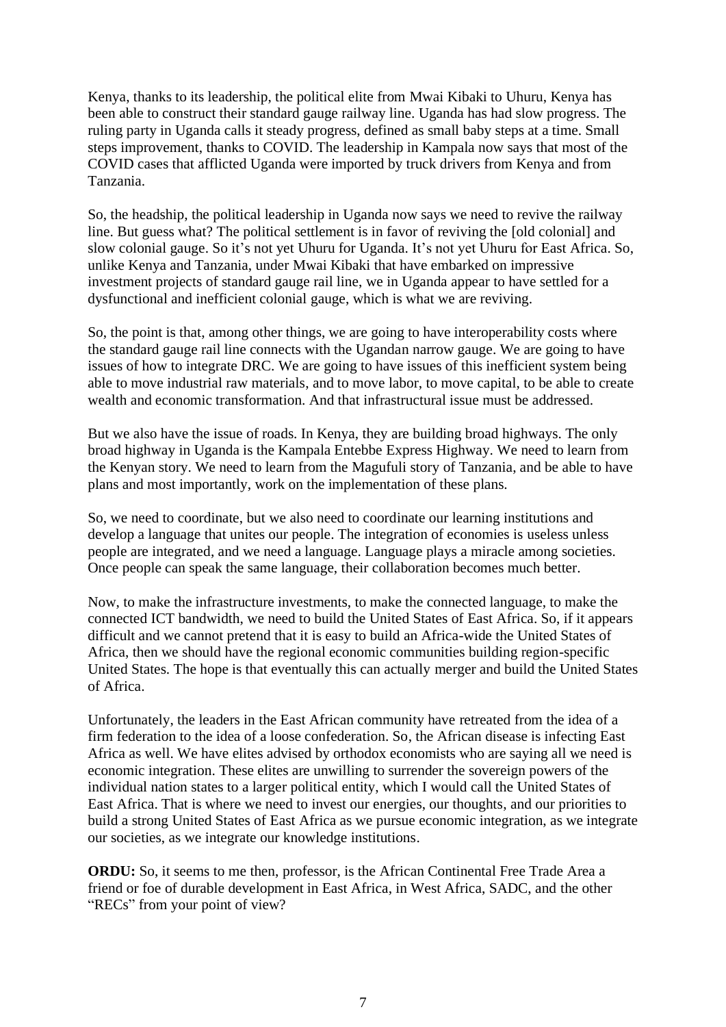Kenya, thanks to its leadership, the political elite from Mwai Kibaki to Uhuru, Kenya has been able to construct their standard gauge railway line. Uganda has had slow progress. The ruling party in Uganda calls it steady progress, defined as small baby steps at a time. Small steps improvement, thanks to COVID. The leadership in Kampala now says that most of the COVID cases that afflicted Uganda were imported by truck drivers from Kenya and from Tanzania.

So, the headship, the political leadership in Uganda now says we need to revive the railway line. But guess what? The political settlement is in favor of reviving the [old colonial] and slow colonial gauge. So it's not yet Uhuru for Uganda. It's not yet Uhuru for East Africa. So, unlike Kenya and Tanzania, under Mwai Kibaki that have embarked on impressive investment projects of standard gauge rail line, we in Uganda appear to have settled for a dysfunctional and inefficient colonial gauge, which is what we are reviving.

So, the point is that, among other things, we are going to have interoperability costs where the standard gauge rail line connects with the Ugandan narrow gauge. We are going to have issues of how to integrate DRC. We are going to have issues of this inefficient system being able to move industrial raw materials, and to move labor, to move capital, to be able to create wealth and economic transformation. And that infrastructural issue must be addressed.

But we also have the issue of roads. In Kenya, they are building broad highways. The only broad highway in Uganda is the Kampala Entebbe Express Highway. We need to learn from the Kenyan story. We need to learn from the Magufuli story of Tanzania, and be able to have plans and most importantly, work on the implementation of these plans.

So, we need to coordinate, but we also need to coordinate our learning institutions and develop a language that unites our people. The integration of economies is useless unless people are integrated, and we need a language. Language plays a miracle among societies. Once people can speak the same language, their collaboration becomes much better.

Now, to make the infrastructure investments, to make the connected language, to make the connected ICT bandwidth, we need to build the United States of East Africa. So, if it appears difficult and we cannot pretend that it is easy to build an Africa-wide the United States of Africa, then we should have the regional economic communities building region-specific United States. The hope is that eventually this can actually merger and build the United States of Africa.

Unfortunately, the leaders in the East African community have retreated from the idea of a firm federation to the idea of a loose confederation. So, the African disease is infecting East Africa as well. We have elites advised by orthodox economists who are saying all we need is economic integration. These elites are unwilling to surrender the sovereign powers of the individual nation states to a larger political entity, which I would call the United States of East Africa. That is where we need to invest our energies, our thoughts, and our priorities to build a strong United States of East Africa as we pursue economic integration, as we integrate our societies, as we integrate our knowledge institutions.

**ORDU:** So, it seems to me then, professor, is the African Continental Free Trade Area a friend or foe of durable development in East Africa, in West Africa, SADC, and the other "RECs" from your point of view?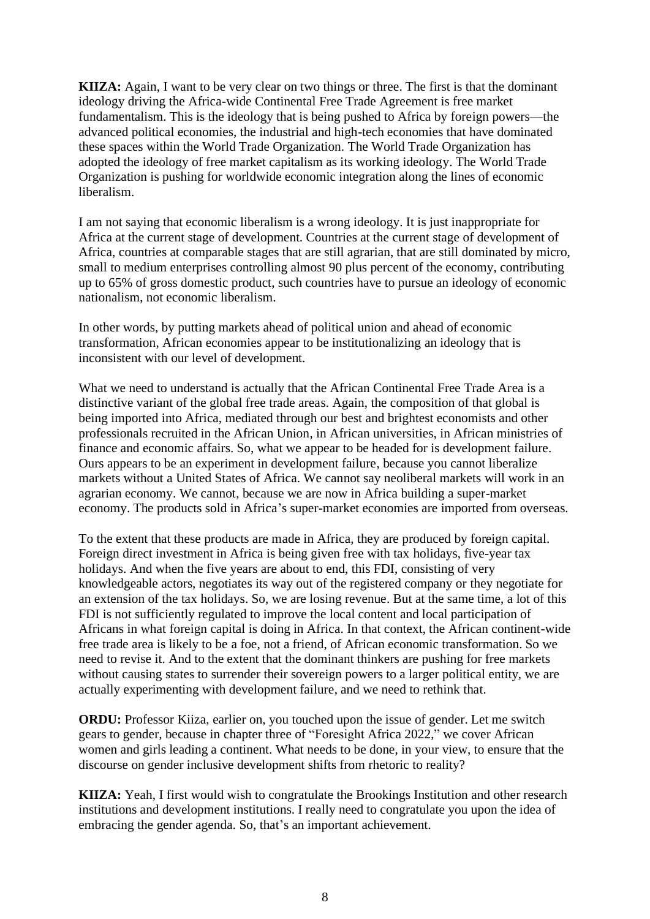**KIIZA:** Again, I want to be very clear on two things or three. The first is that the dominant ideology driving the Africa-wide Continental Free Trade Agreement is free market fundamentalism. This is the ideology that is being pushed to Africa by foreign powers—the advanced political economies, the industrial and high-tech economies that have dominated these spaces within the World Trade Organization. The World Trade Organization has adopted the ideology of free market capitalism as its working ideology. The World Trade Organization is pushing for worldwide economic integration along the lines of economic liberalism.

I am not saying that economic liberalism is a wrong ideology. It is just inappropriate for Africa at the current stage of development. Countries at the current stage of development of Africa, countries at comparable stages that are still agrarian, that are still dominated by micro, small to medium enterprises controlling almost 90 plus percent of the economy, contributing up to 65% of gross domestic product, such countries have to pursue an ideology of economic nationalism, not economic liberalism.

In other words, by putting markets ahead of political union and ahead of economic transformation, African economies appear to be institutionalizing an ideology that is inconsistent with our level of development.

What we need to understand is actually that the African Continental Free Trade Area is a distinctive variant of the global free trade areas. Again, the composition of that global is being imported into Africa, mediated through our best and brightest economists and other professionals recruited in the African Union, in African universities, in African ministries of finance and economic affairs. So, what we appear to be headed for is development failure. Ours appears to be an experiment in development failure, because you cannot liberalize markets without a United States of Africa. We cannot say neoliberal markets will work in an agrarian economy. We cannot, because we are now in Africa building a super-market economy. The products sold in Africa's super-market economies are imported from overseas.

To the extent that these products are made in Africa, they are produced by foreign capital. Foreign direct investment in Africa is being given free with tax holidays, five-year tax holidays. And when the five years are about to end, this FDI, consisting of very knowledgeable actors, negotiates its way out of the registered company or they negotiate for an extension of the tax holidays. So, we are losing revenue. But at the same time, a lot of this FDI is not sufficiently regulated to improve the local content and local participation of Africans in what foreign capital is doing in Africa. In that context, the African continent-wide free trade area is likely to be a foe, not a friend, of African economic transformation. So we need to revise it. And to the extent that the dominant thinkers are pushing for free markets without causing states to surrender their sovereign powers to a larger political entity, we are actually experimenting with development failure, and we need to rethink that.

**ORDU:** Professor Kiiza, earlier on, you touched upon the issue of gender. Let me switch gears to gender, because in chapter three of "Foresight Africa 2022," we cover African women and girls leading a continent. What needs to be done, in your view, to ensure that the discourse on gender inclusive development shifts from rhetoric to reality?

**KIIZA:** Yeah, I first would wish to congratulate the Brookings Institution and other research institutions and development institutions. I really need to congratulate you upon the idea of embracing the gender agenda. So, that's an important achievement.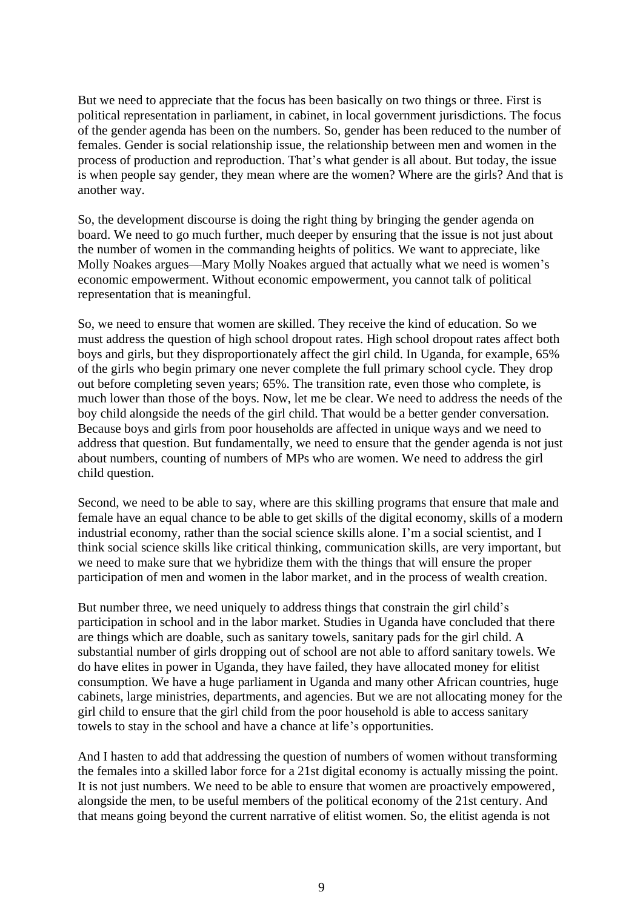But we need to appreciate that the focus has been basically on two things or three. First is political representation in parliament, in cabinet, in local government jurisdictions. The focus of the gender agenda has been on the numbers. So, gender has been reduced to the number of females. Gender is social relationship issue, the relationship between men and women in the process of production and reproduction. That's what gender is all about. But today, the issue is when people say gender, they mean where are the women? Where are the girls? And that is another way.

So, the development discourse is doing the right thing by bringing the gender agenda on board. We need to go much further, much deeper by ensuring that the issue is not just about the number of women in the commanding heights of politics. We want to appreciate, like Molly Noakes argues—Mary Molly Noakes argued that actually what we need is women's economic empowerment. Without economic empowerment, you cannot talk of political representation that is meaningful.

So, we need to ensure that women are skilled. They receive the kind of education. So we must address the question of high school dropout rates. High school dropout rates affect both boys and girls, but they disproportionately affect the girl child. In Uganda, for example, 65% of the girls who begin primary one never complete the full primary school cycle. They drop out before completing seven years; 65%. The transition rate, even those who complete, is much lower than those of the boys. Now, let me be clear. We need to address the needs of the boy child alongside the needs of the girl child. That would be a better gender conversation. Because boys and girls from poor households are affected in unique ways and we need to address that question. But fundamentally, we need to ensure that the gender agenda is not just about numbers, counting of numbers of MPs who are women. We need to address the girl child question.

Second, we need to be able to say, where are this skilling programs that ensure that male and female have an equal chance to be able to get skills of the digital economy, skills of a modern industrial economy, rather than the social science skills alone. I'm a social scientist, and I think social science skills like critical thinking, communication skills, are very important, but we need to make sure that we hybridize them with the things that will ensure the proper participation of men and women in the labor market, and in the process of wealth creation.

But number three, we need uniquely to address things that constrain the girl child's participation in school and in the labor market. Studies in Uganda have concluded that there are things which are doable, such as sanitary towels, sanitary pads for the girl child. A substantial number of girls dropping out of school are not able to afford sanitary towels. We do have elites in power in Uganda, they have failed, they have allocated money for elitist consumption. We have a huge parliament in Uganda and many other African countries, huge cabinets, large ministries, departments, and agencies. But we are not allocating money for the girl child to ensure that the girl child from the poor household is able to access sanitary towels to stay in the school and have a chance at life's opportunities.

And I hasten to add that addressing the question of numbers of women without transforming the females into a skilled labor force for a 21st digital economy is actually missing the point. It is not just numbers. We need to be able to ensure that women are proactively empowered, alongside the men, to be useful members of the political economy of the 21st century. And that means going beyond the current narrative of elitist women. So, the elitist agenda is not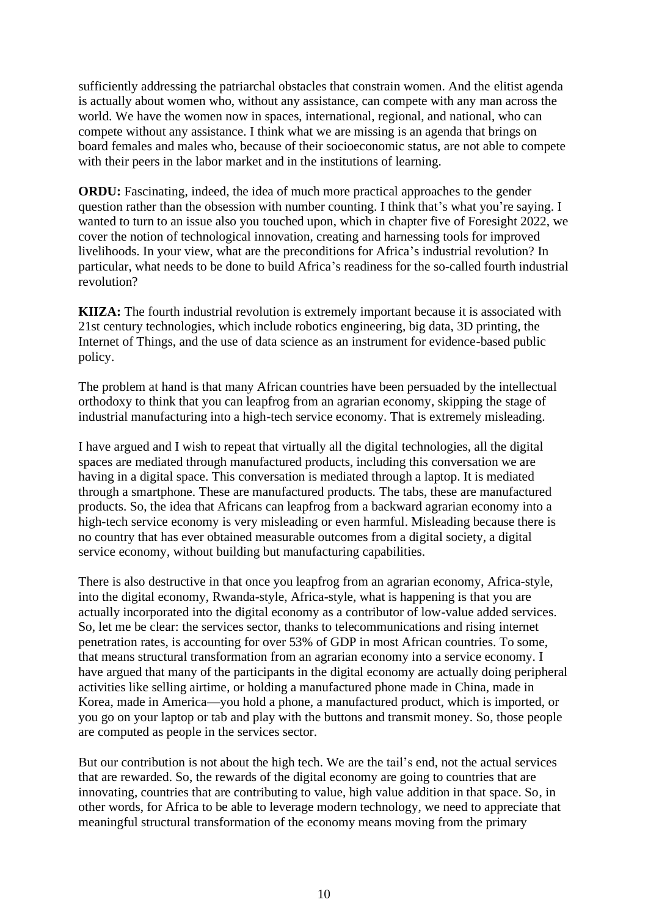sufficiently addressing the patriarchal obstacles that constrain women. And the elitist agenda is actually about women who, without any assistance, can compete with any man across the world. We have the women now in spaces, international, regional, and national, who can compete without any assistance. I think what we are missing is an agenda that brings on board females and males who, because of their socioeconomic status, are not able to compete with their peers in the labor market and in the institutions of learning.

**ORDU:** Fascinating, indeed, the idea of much more practical approaches to the gender question rather than the obsession with number counting. I think that's what you're saying. I wanted to turn to an issue also you touched upon, which in chapter five of Foresight 2022, we cover the notion of technological innovation, creating and harnessing tools for improved livelihoods. In your view, what are the preconditions for Africa's industrial revolution? In particular, what needs to be done to build Africa's readiness for the so-called fourth industrial revolution?

**KIIZA:** The fourth industrial revolution is extremely important because it is associated with 21st century technologies, which include robotics engineering, big data, 3D printing, the Internet of Things, and the use of data science as an instrument for evidence-based public policy.

The problem at hand is that many African countries have been persuaded by the intellectual orthodoxy to think that you can leapfrog from an agrarian economy, skipping the stage of industrial manufacturing into a high-tech service economy. That is extremely misleading.

I have argued and I wish to repeat that virtually all the digital technologies, all the digital spaces are mediated through manufactured products, including this conversation we are having in a digital space. This conversation is mediated through a laptop. It is mediated through a smartphone. These are manufactured products. The tabs, these are manufactured products. So, the idea that Africans can leapfrog from a backward agrarian economy into a high-tech service economy is very misleading or even harmful. Misleading because there is no country that has ever obtained measurable outcomes from a digital society, a digital service economy, without building but manufacturing capabilities.

There is also destructive in that once you leapfrog from an agrarian economy, Africa-style, into the digital economy, Rwanda-style, Africa-style, what is happening is that you are actually incorporated into the digital economy as a contributor of low-value added services. So, let me be clear: the services sector, thanks to telecommunications and rising internet penetration rates, is accounting for over 53% of GDP in most African countries. To some, that means structural transformation from an agrarian economy into a service economy. I have argued that many of the participants in the digital economy are actually doing peripheral activities like selling airtime, or holding a manufactured phone made in China, made in Korea, made in America—you hold a phone, a manufactured product, which is imported, or you go on your laptop or tab and play with the buttons and transmit money. So, those people are computed as people in the services sector.

But our contribution is not about the high tech. We are the tail's end, not the actual services that are rewarded. So, the rewards of the digital economy are going to countries that are innovating, countries that are contributing to value, high value addition in that space. So, in other words, for Africa to be able to leverage modern technology, we need to appreciate that meaningful structural transformation of the economy means moving from the primary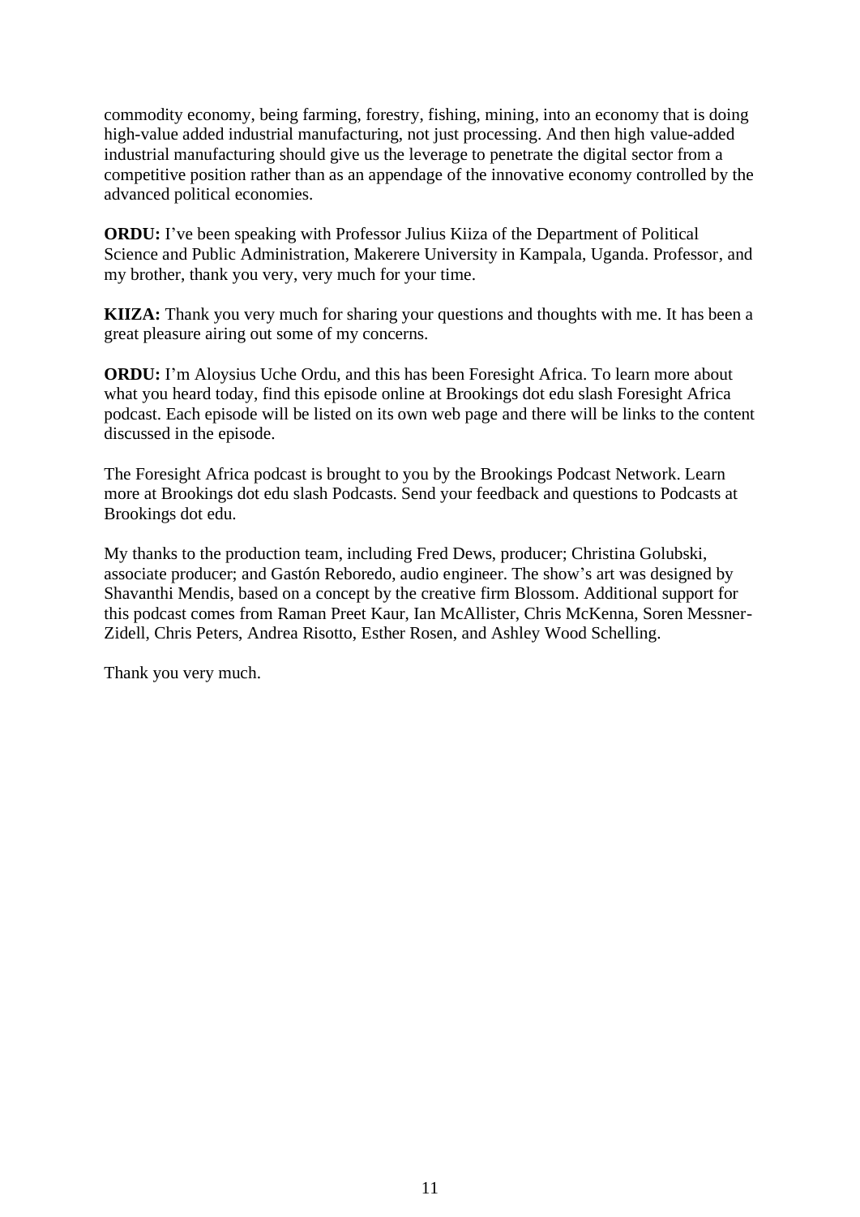commodity economy, being farming, forestry, fishing, mining, into an economy that is doing high-value added industrial manufacturing, not just processing. And then high value-added industrial manufacturing should give us the leverage to penetrate the digital sector from a competitive position rather than as an appendage of the innovative economy controlled by the advanced political economies.

**ORDU:** I've been speaking with Professor Julius Kiiza of the Department of Political Science and Public Administration, Makerere University in Kampala, Uganda. Professor, and my brother, thank you very, very much for your time.

**KIIZA:** Thank you very much for sharing your questions and thoughts with me. It has been a great pleasure airing out some of my concerns.

**ORDU:** I'm Aloysius Uche Ordu, and this has been Foresight Africa. To learn more about what you heard today, find this episode online at Brookings dot edu slash Foresight Africa podcast. Each episode will be listed on its own web page and there will be links to the content discussed in the episode.

The Foresight Africa podcast is brought to you by the Brookings Podcast Network. Learn more at Brookings dot edu slash Podcasts. Send your feedback and questions to Podcasts at Brookings dot edu.

My thanks to the production team, including Fred Dews, producer; Christina Golubski, associate producer; and Gastón Reboredo, audio engineer. The show's art was designed by Shavanthi Mendis, based on a concept by the creative firm Blossom. Additional support for this podcast comes from Raman Preet Kaur, Ian McAllister, Chris McKenna, Soren Messner-Zidell, Chris Peters, Andrea Risotto, Esther Rosen, and Ashley Wood Schelling.

Thank you very much.